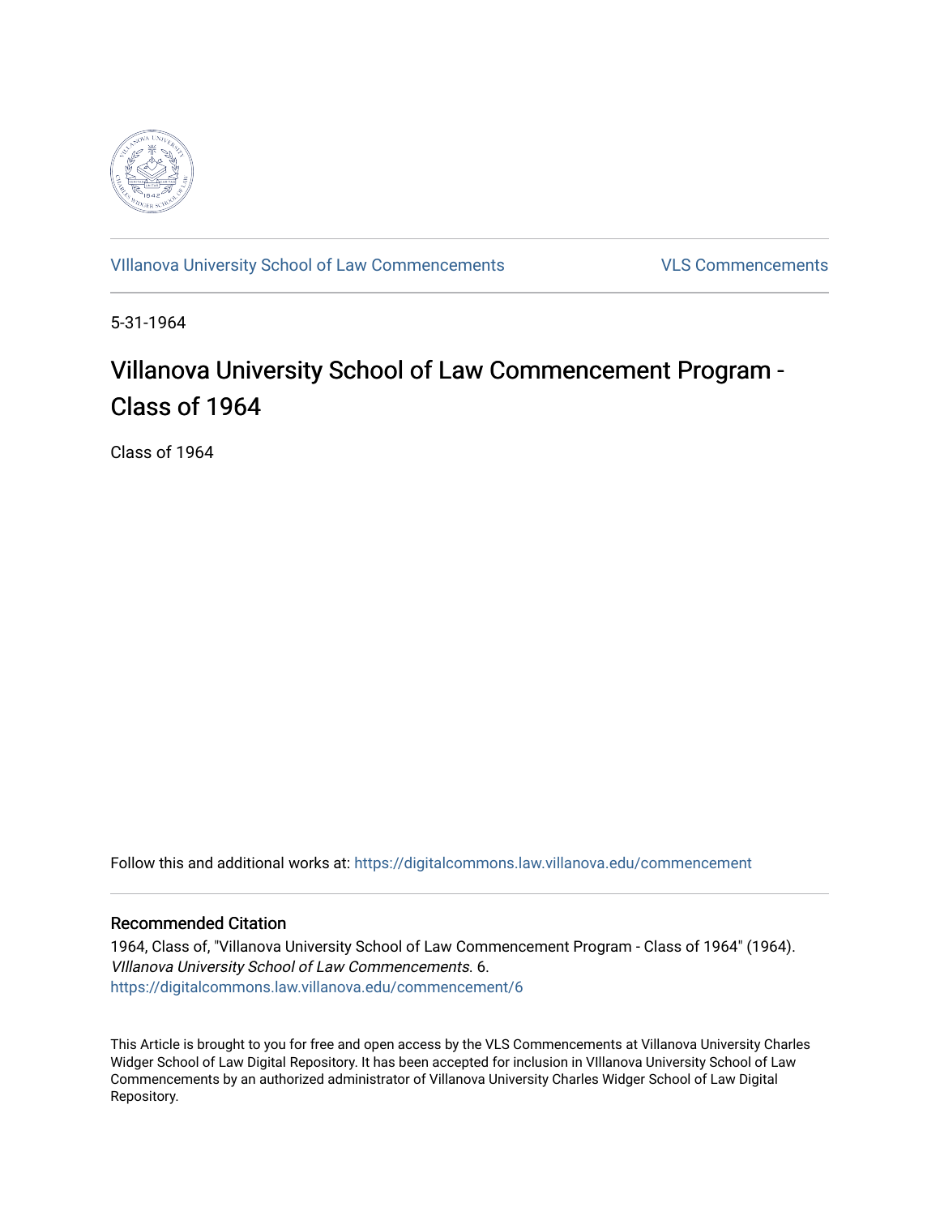VIllanova University School of Law Commencements | VLS Commencements

5-31-1964

# Villanova University School of Law Commencement Program - Class of 1964

Class of 1964

Follow this and additional works at: https://digitalcommons.law.villanova.edu/commencement

## Recommended Citation

1964, Class of, "Villanova University School of Law Commencement Program - Class of 1964" (1964). *VIllanova University School of Law Commencements*. 6.
https://digitalcommons.law.villanova.edu/commencement/6

This Article is brought to you for free and open access by the VLS Commencements at Villanova University Charles Widger School of Law Digital Repository. It has been accepted for inclusion in VIllanova University School of Law Commencements by an authorized administrator of Villanova University Charles Widger School of Law Digital Repository.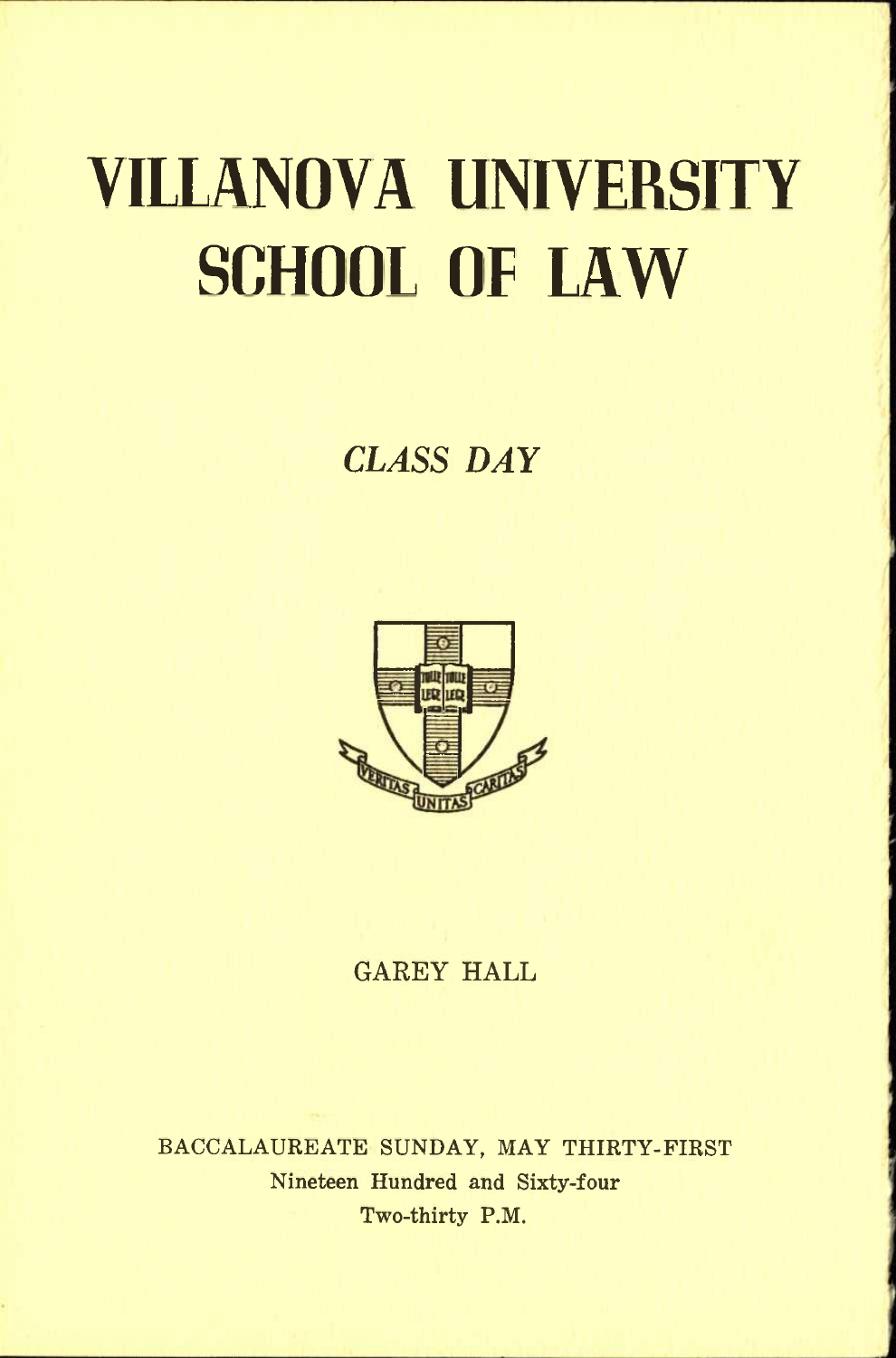# VILLANOVA UNIVERSITY SCHOOL OF LAW

*CLASS DAY*

GAREY HALL

BACCALAUREATE SUNDAY, MAY THIRTY-FIRST
Nineteen Hundred and Sixty-four
Two-thirty P.M.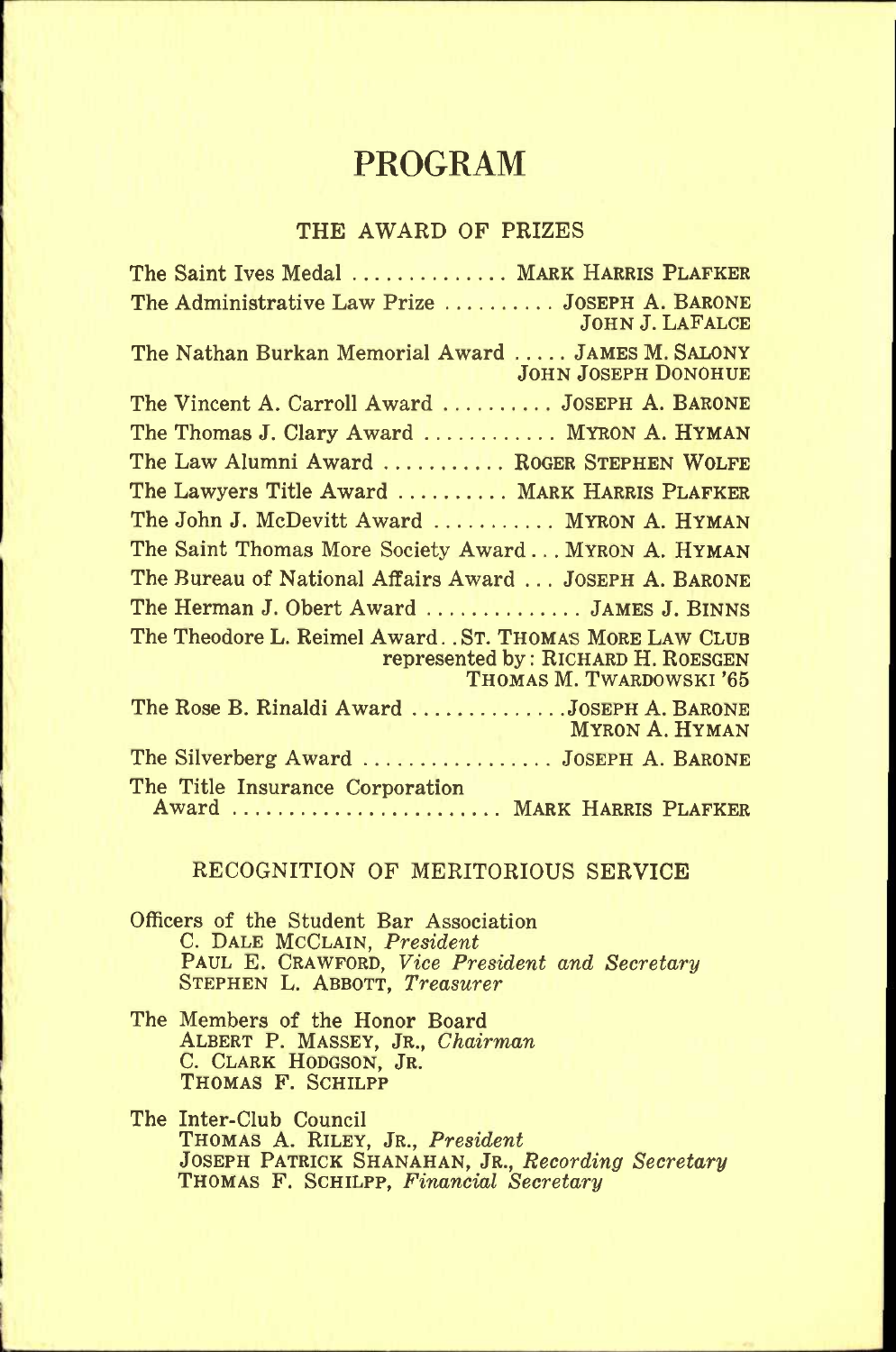# PROGRAM

## THE AWARD OF PRIZES

The Saint Ives Medal .............. MARK HARRIS PLAFKER

The Administrative Law Prize .......... JOSEPH A. BARONE
JOHN J. LAFALCE

The Nathan Burkan Memorial Award ..... JAMES M. SALONY
JOHN JOSEPH DONOHUE

The Vincent A. Carroll Award .......... JOSEPH A. BARONE

The Thomas J. Clary Award ............ MYRON A. HYMAN

The Law Alumni Award ........... ROGER STEPHEN WOLFE

The Lawyers Title Award .......... MARK HARRIS PLAFKER

The John J. McDevitt Award ........... MYRON A. HYMAN

The Saint Thomas More Society Award . . . MYRON A. HYMAN

The Bureau of National Affairs Award . . . JOSEPH A. BARONE

The Herman J. Obert Award .............. JAMES J. BINNS

The Theodore L. Reimel Award. . ST. THOMAS MORE LAW CLUB
represented by: RICHARD H. ROESGEN
THOMAS M. TWARDOWSKI '65

The Rose B. Rinaldi Award ..............JOSEPH A. BARONE
MYRON A. HYMAN

The Silverberg Award ................. JOSEPH A. BARONE

The Title Insurance Corporation
Award ........................ MARK HARRIS PLAFKER

## RECOGNITION OF MERITORIOUS SERVICE

Officers of the Student Bar Association
C. DALE MCCLAIN, *President*
PAUL E. CRAWFORD, *Vice President and Secretary*
STEPHEN L. ABBOTT, *Treasurer*

The Members of the Honor Board
ALBERT P. MASSEY, JR., *Chairman*
C. CLARK HODGSON, JR.
THOMAS F. SCHILPP

The Inter-Club Council
THOMAS A. RILEY, JR., *President*
JOSEPH PATRICK SHANAHAN, JR., *Recording Secretary*
THOMAS F. SCHILPP, *Financial Secretary*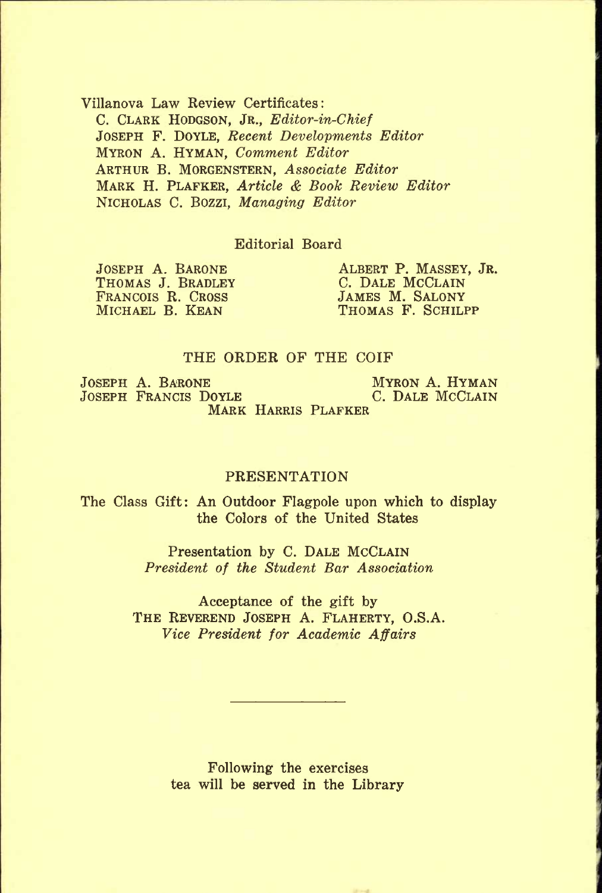Villanova Law Review Certificates:

C. CLARK HODGSON, JR., *Editor-in-Chief*
JOSEPH F. DOYLE, *Recent Developments Editor*
MYRON A. HYMAN, *Comment Editor*
ARTHUR B. MORGENSTERN, *Associate Editor*
MARK H. PLAFKER, *Article & Book Review Editor*
NICHOLAS C. BOZZI, *Managing Editor*

Editorial Board

JOSEPH A. BARONE
THOMAS J. BRADLEY
FRANCOIS R. CROSS
MICHAEL B. KEAN
ALBERT P. MASSEY, JR.
C. DALE MCCLAIN
JAMES M. SALONY
THOMAS F. SCHILPP

## THE ORDER OF THE COIF

JOSEPH A. BARONE
JOSEPH FRANCIS DOYLE
MYRON A. HYMAN
C. DALE MCCLAIN
MARK HARRIS PLAFKER

## PRESENTATION

The Class Gift: An Outdoor Flagpole upon which to display the Colors of the United States

Presentation by C. DALE MCCLAIN
*President of the Student Bar Association*

Acceptance of the gift by
THE REVEREND JOSEPH A. FLAHERTY, O.S.A.
*Vice President for Academic Affairs*

---

Following the exercises
tea will be served in the Library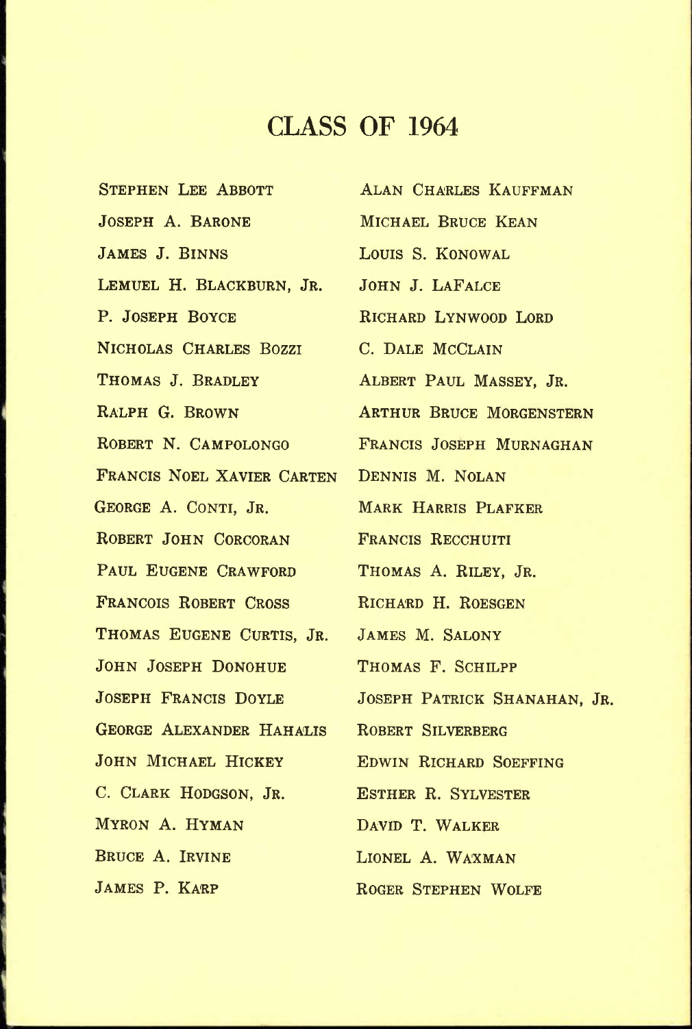# CLASS OF 1964

Stephen Lee Abbott
Joseph A. Barone
James J. Binns
Lemuel H. Blackburn, Jr.
P. Joseph Boyce
Nicholas Charles Bozzi
Thomas J. Bradley
Ralph G. Brown
Robert N. Campolongo
Francis Noel Xavier Carten
George A. Conti, Jr.
Robert John Corcoran
Paul Eugene Crawford
Francois Robert Cross
Thomas Eugene Curtis, Jr.
John Joseph Donohue
Joseph Francis Doyle
George Alexander Hahalis
John Michael Hickey
C. Clark Hodgson, Jr.
Myron A. Hyman
Bruce A. Irvine
James P. Karp
Alan Charles Kauffman
Michael Bruce Kean
Louis S. Konowal
John J. LaFalce
Richard Lynwood Lord
C. Dale McClain
Albert Paul Massey, Jr.
Arthur Bruce Morgenstern
Francis Joseph Murnaghan
Dennis M. Nolan
Mark Harris Plafker
Francis Recchuiti
Thomas A. Riley, Jr.
Richard H. Roesgen
James M. Salony
Thomas F. Schilpp
Joseph Patrick Shanahan, Jr.
Robert Silverberg
Edwin Richard Soeffing
Esther R. Sylvester
David T. Walker
Lionel A. Waxman
Roger Stephen Wolfe